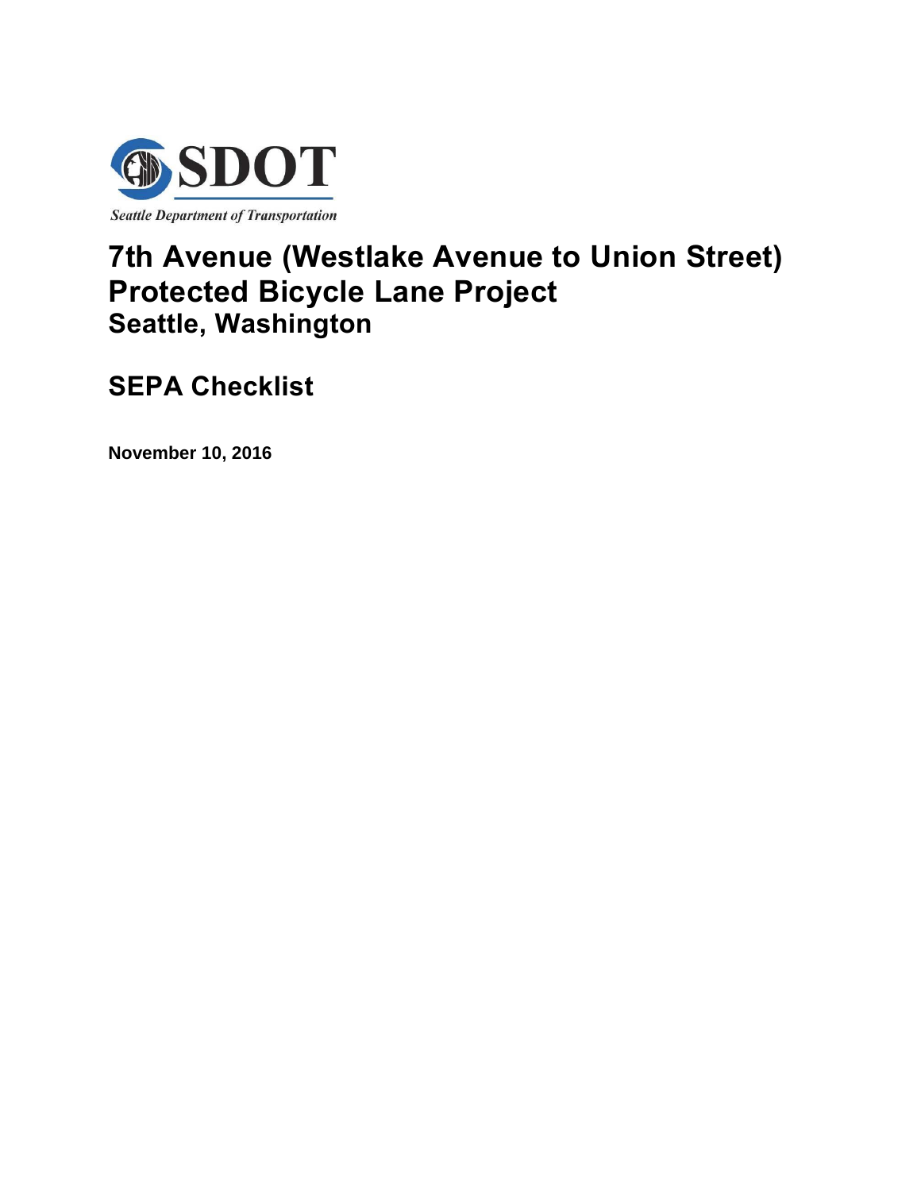SDOT

*Seattle Department of Transportation*

# 7th Avenue (Westlake Avenue to Union Street) Protected Bicycle Lane Project

## Seattle, Washington

## SEPA Checklist

**November 10, 2016**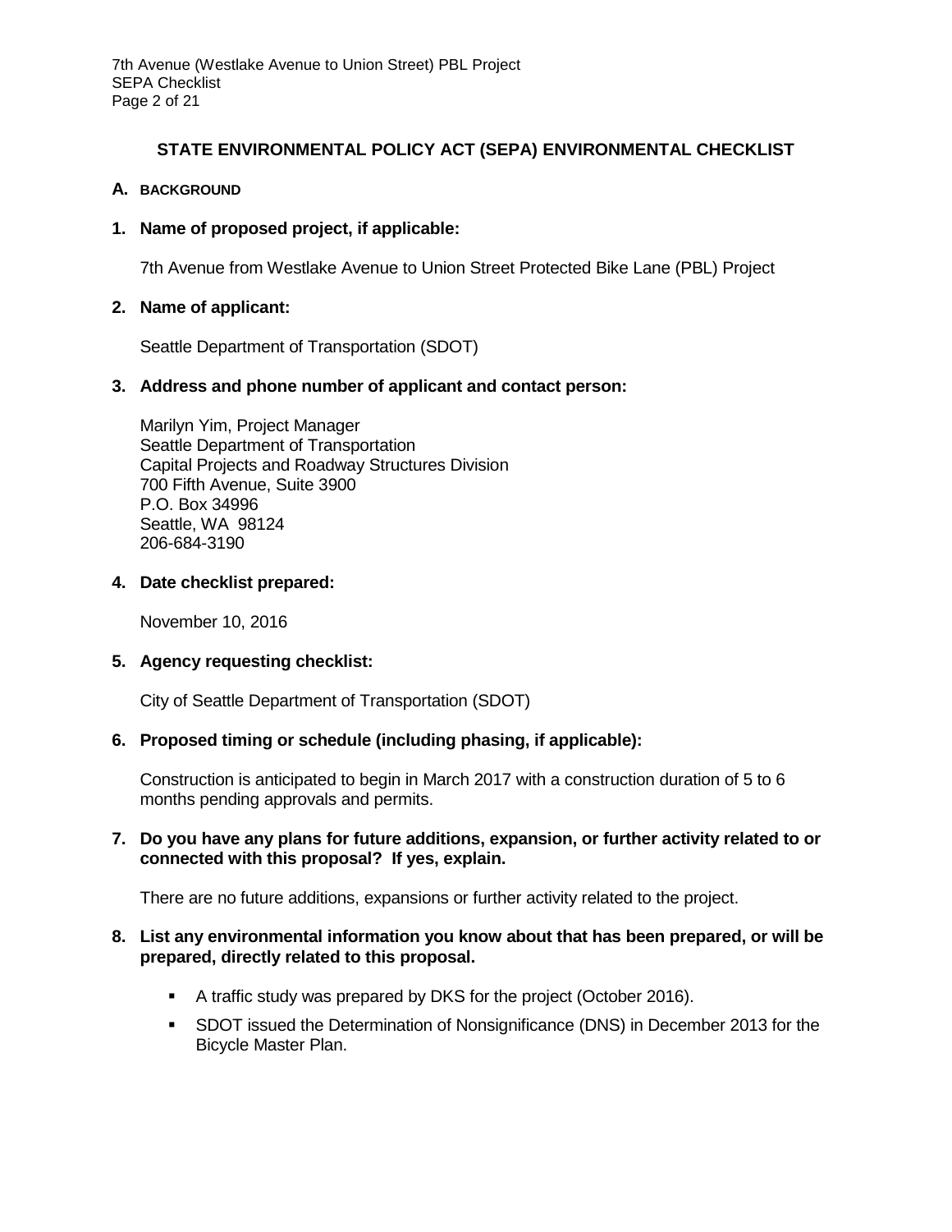# STATE ENVIRONMENTAL POLICY ACT (SEPA) ENVIRONMENTAL CHECKLIST

## A. BACKGROUND

**1. Name of proposed project, if applicable:**

7th Avenue from Westlake Avenue to Union Street Protected Bike Lane (PBL) Project

**2. Name of applicant:**

Seattle Department of Transportation (SDOT)

**3. Address and phone number of applicant and contact person:**

Marilyn Yim, Project Manager
Seattle Department of Transportation
Capital Projects and Roadway Structures Division
700 Fifth Avenue, Suite 3900
P.O. Box 34996
Seattle, WA 98124
206-684-3190

**4. Date checklist prepared:**

November 10, 2016

**5. Agency requesting checklist:**

City of Seattle Department of Transportation (SDOT)

**6. Proposed timing or schedule (including phasing, if applicable):**

Construction is anticipated to begin in March 2017 with a construction duration of 5 to 6 months pending approvals and permits.

**7. Do you have any plans for future additions, expansion, or further activity related to or connected with this proposal? If yes, explain.**

There are no future additions, expansions or further activity related to the project.

**8. List any environmental information you know about that has been prepared, or will be prepared, directly related to this proposal.**

- A traffic study was prepared by DKS for the project (October 2016).
- SDOT issued the Determination of Nonsignificance (DNS) in December 2013 for the Bicycle Master Plan.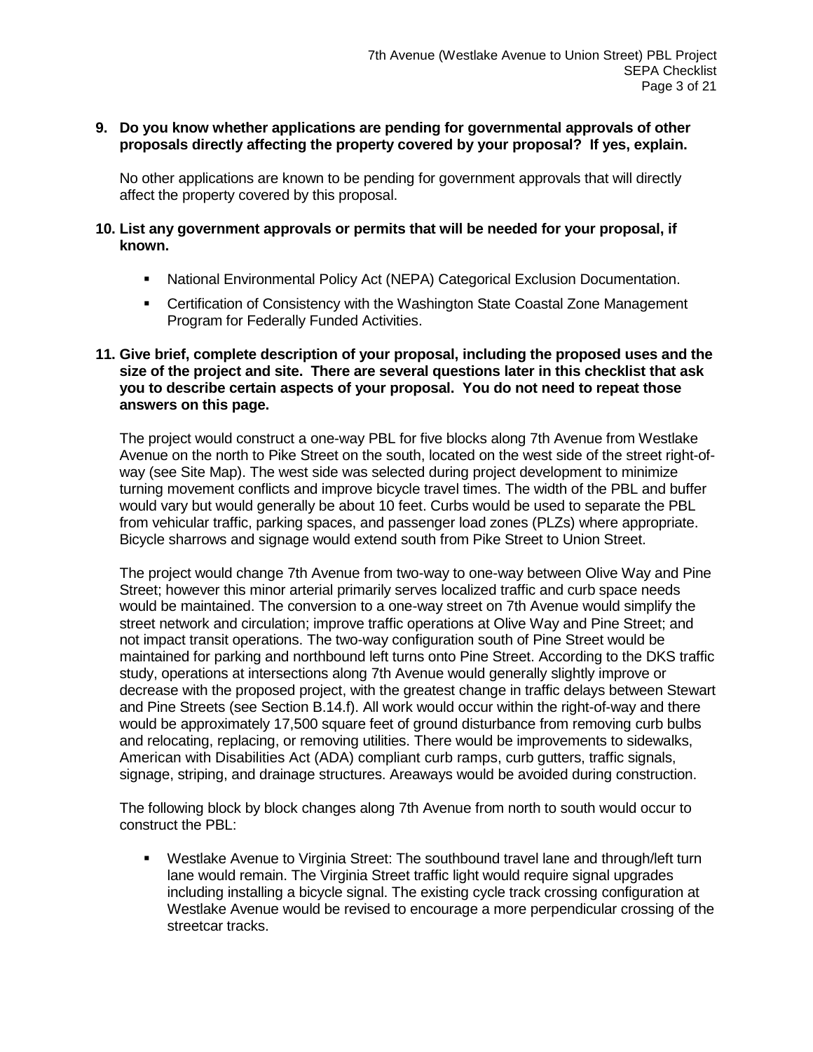**9. Do you know whether applications are pending for governmental approvals of other proposals directly affecting the property covered by your proposal? If yes, explain.**

No other applications are known to be pending for government approvals that will directly affect the property covered by this proposal.

**10. List any government approvals or permits that will be needed for your proposal, if known.**

- National Environmental Policy Act (NEPA) Categorical Exclusion Documentation.
- Certification of Consistency with the Washington State Coastal Zone Management Program for Federally Funded Activities.

**11. Give brief, complete description of your proposal, including the proposed uses and the size of the project and site. There are several questions later in this checklist that ask you to describe certain aspects of your proposal. You do not need to repeat those answers on this page.**

The project would construct a one-way PBL for five blocks along 7th Avenue from Westlake Avenue on the north to Pike Street on the south, located on the west side of the street right-of-way (see Site Map). The west side was selected during project development to minimize turning movement conflicts and improve bicycle travel times. The width of the PBL and buffer would vary but would generally be about 10 feet. Curbs would be used to separate the PBL from vehicular traffic, parking spaces, and passenger load zones (PLZs) where appropriate. Bicycle sharrows and signage would extend south from Pike Street to Union Street.

The project would change 7th Avenue from two-way to one-way between Olive Way and Pine Street; however this minor arterial primarily serves localized traffic and curb space needs would be maintained. The conversion to a one-way street on 7th Avenue would simplify the street network and circulation; improve traffic operations at Olive Way and Pine Street; and not impact transit operations. The two-way configuration south of Pine Street would be maintained for parking and northbound left turns onto Pine Street. According to the DKS traffic study, operations at intersections along 7th Avenue would generally slightly improve or decrease with the proposed project, with the greatest change in traffic delays between Stewart and Pine Streets (see Section B.14.f). All work would occur within the right-of-way and there would be approximately 17,500 square feet of ground disturbance from removing curb bulbs and relocating, replacing, or removing utilities. There would be improvements to sidewalks, American with Disabilities Act (ADA) compliant curb ramps, curb gutters, traffic signals, signage, striping, and drainage structures. Areaways would be avoided during construction.

The following block by block changes along 7th Avenue from north to south would occur to construct the PBL:

- Westlake Avenue to Virginia Street: The southbound travel lane and through/left turn lane would remain. The Virginia Street traffic light would require signal upgrades including installing a bicycle signal. The existing cycle track crossing configuration at Westlake Avenue would be revised to encourage a more perpendicular crossing of the streetcar tracks.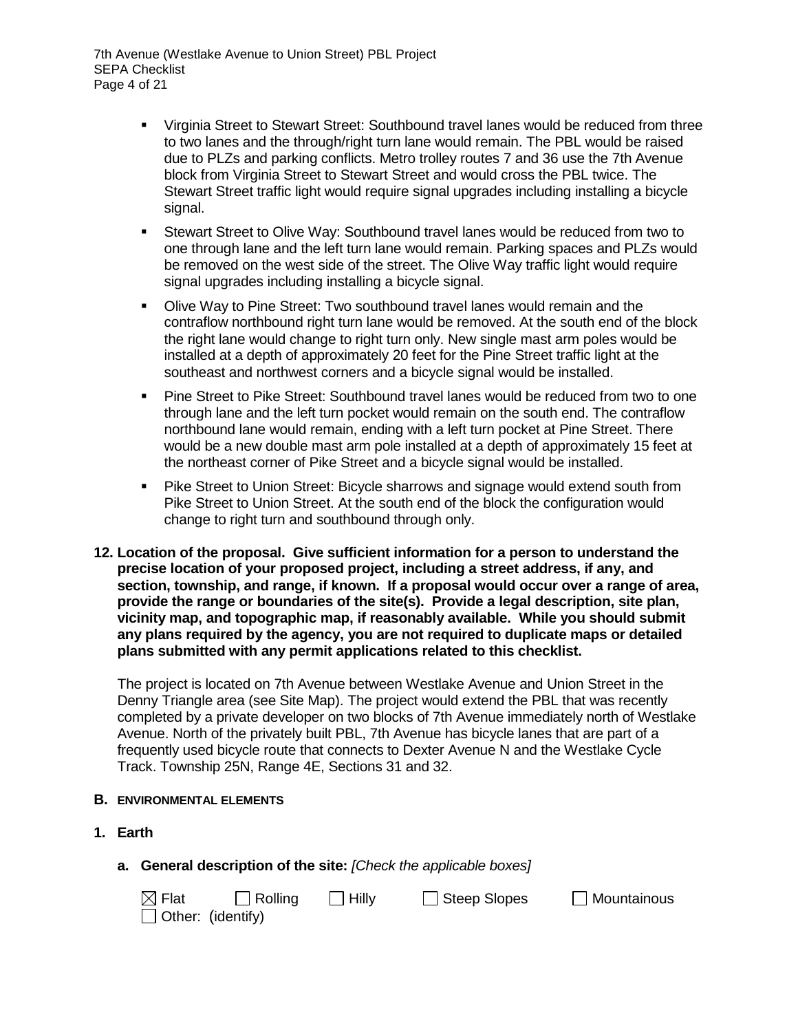- Virginia Street to Stewart Street: Southbound travel lanes would be reduced from three to two lanes and the through/right turn lane would remain. The PBL would be raised due to PLZs and parking conflicts. Metro trolley routes 7 and 36 use the 7th Avenue block from Virginia Street to Stewart Street and would cross the PBL twice. The Stewart Street traffic light would require signal upgrades including installing a bicycle signal.
- Stewart Street to Olive Way: Southbound travel lanes would be reduced from two to one through lane and the left turn lane would remain. Parking spaces and PLZs would be removed on the west side of the street. The Olive Way traffic light would require signal upgrades including installing a bicycle signal.
- Olive Way to Pine Street: Two southbound travel lanes would remain and the contraflow northbound right turn lane would be removed. At the south end of the block the right lane would change to right turn only. New single mast arm poles would be installed at a depth of approximately 20 feet for the Pine Street traffic light at the southeast and northwest corners and a bicycle signal would be installed.
- Pine Street to Pike Street: Southbound travel lanes would be reduced from two to one through lane and the left turn pocket would remain on the south end. The contraflow northbound lane would remain, ending with a left turn pocket at Pine Street. There would be a new double mast arm pole installed at a depth of approximately 15 feet at the northeast corner of Pike Street and a bicycle signal would be installed.
- Pike Street to Union Street: Bicycle sharrows and signage would extend south from Pike Street to Union Street. At the south end of the block the configuration would change to right turn and southbound through only.

**12. Location of the proposal. Give sufficient information for a person to understand the precise location of your proposed project, including a street address, if any, and section, township, and range, if known. If a proposal would occur over a range of area, provide the range or boundaries of the site(s). Provide a legal description, site plan, vicinity map, and topographic map, if reasonably available. While you should submit any plans required by the agency, you are not required to duplicate maps or detailed plans submitted with any permit applications related to this checklist.**

The project is located on 7th Avenue between Westlake Avenue and Union Street in the Denny Triangle area (see Site Map). The project would extend the PBL that was recently completed by a private developer on two blocks of 7th Avenue immediately north of Westlake Avenue. North of the privately built PBL, 7th Avenue has bicycle lanes that are part of a frequently used bicycle route that connects to Dexter Avenue N and the Westlake Cycle Track. Township 25N, Range 4E, Sections 31 and 32.

## B. ENVIRONMENTAL ELEMENTS

### 1. Earth

**a. General description of the site:** *[Check the applicable boxes]*

☒ Flat ☐ Rolling ☐ Hilly ☐ Steep Slopes ☐ Mountainous
☐ Other: (identify)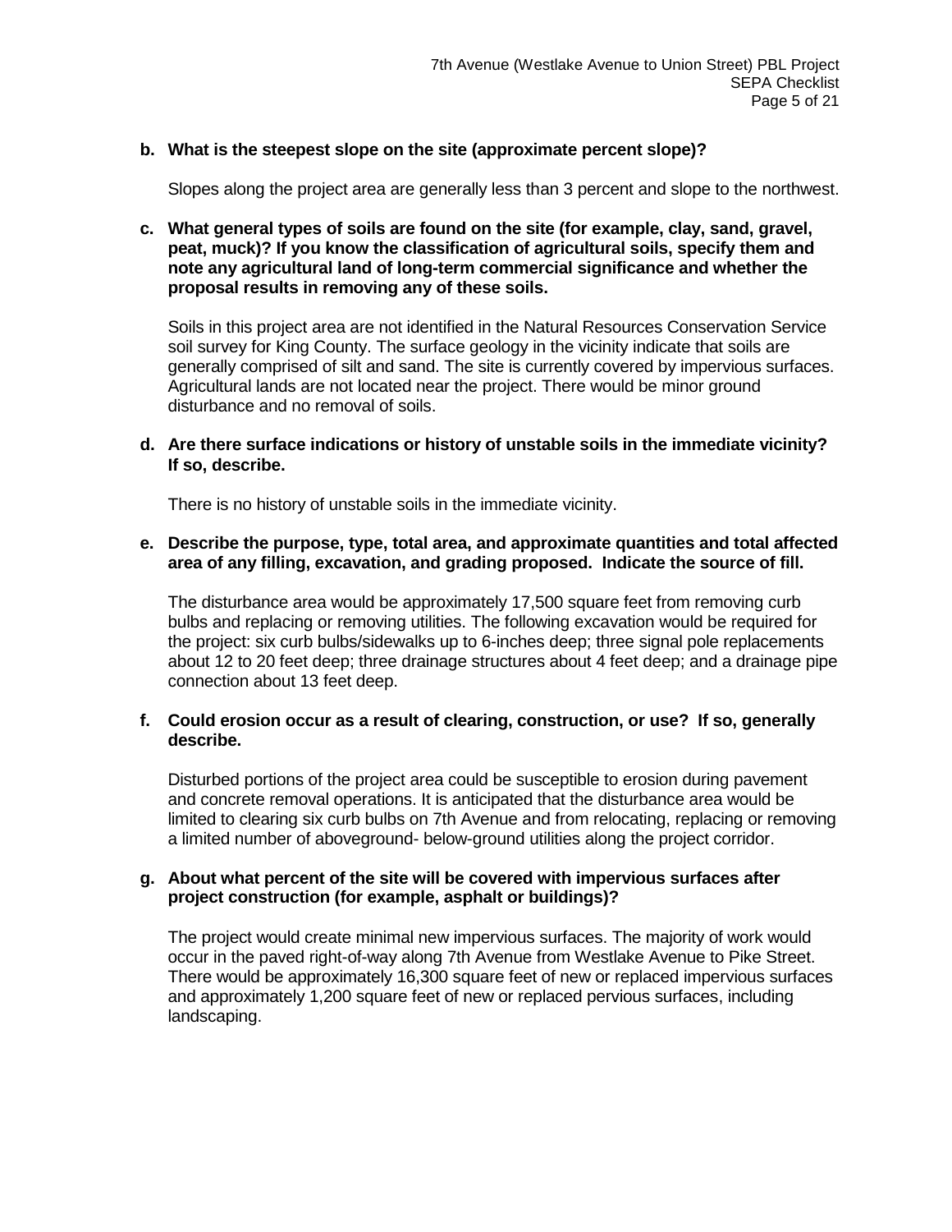**b. What is the steepest slope on the site (approximate percent slope)?**

Slopes along the project area are generally less than 3 percent and slope to the northwest.

**c. What general types of soils are found on the site (for example, clay, sand, gravel, peat, muck)? If you know the classification of agricultural soils, specify them and note any agricultural land of long-term commercial significance and whether the proposal results in removing any of these soils.**

Soils in this project area are not identified in the Natural Resources Conservation Service soil survey for King County. The surface geology in the vicinity indicate that soils are generally comprised of silt and sand. The site is currently covered by impervious surfaces. Agricultural lands are not located near the project. There would be minor ground disturbance and no removal of soils.

**d. Are there surface indications or history of unstable soils in the immediate vicinity? If so, describe.**

There is no history of unstable soils in the immediate vicinity.

**e. Describe the purpose, type, total area, and approximate quantities and total affected area of any filling, excavation, and grading proposed. Indicate the source of fill.**

The disturbance area would be approximately 17,500 square feet from removing curb bulbs and replacing or removing utilities. The following excavation would be required for the project: six curb bulbs/sidewalks up to 6-inches deep; three signal pole replacements about 12 to 20 feet deep; three drainage structures about 4 feet deep; and a drainage pipe connection about 13 feet deep.

**f. Could erosion occur as a result of clearing, construction, or use? If so, generally describe.**

Disturbed portions of the project area could be susceptible to erosion during pavement and concrete removal operations. It is anticipated that the disturbance area would be limited to clearing six curb bulbs on 7th Avenue and from relocating, replacing or removing a limited number of aboveground- below-ground utilities along the project corridor.

**g. About what percent of the site will be covered with impervious surfaces after project construction (for example, asphalt or buildings)?**

The project would create minimal new impervious surfaces. The majority of work would occur in the paved right-of-way along 7th Avenue from Westlake Avenue to Pike Street. There would be approximately 16,300 square feet of new or replaced impervious surfaces and approximately 1,200 square feet of new or replaced pervious surfaces, including landscaping.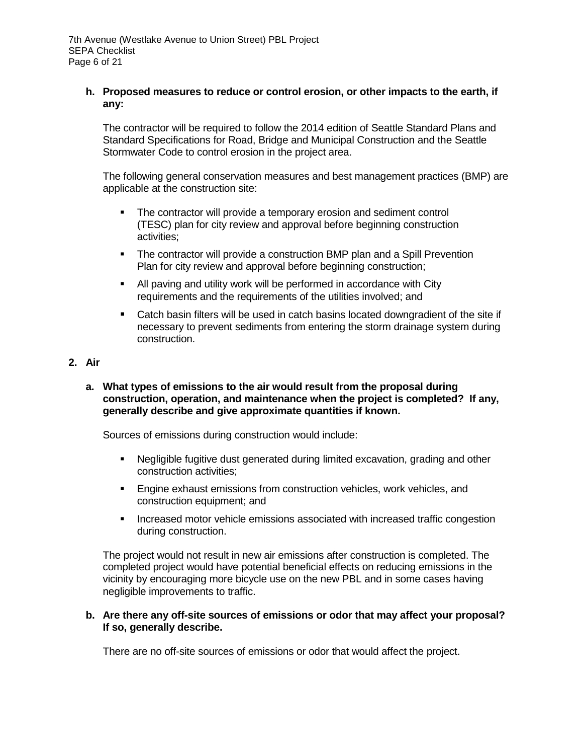**h. Proposed measures to reduce or control erosion, or other impacts to the earth, if any:**

The contractor will be required to follow the 2014 edition of Seattle Standard Plans and Standard Specifications for Road, Bridge and Municipal Construction and the Seattle Stormwater Code to control erosion in the project area.

The following general conservation measures and best management practices (BMP) are applicable at the construction site:

- The contractor will provide a temporary erosion and sediment control (TESC) plan for city review and approval before beginning construction activities;
- The contractor will provide a construction BMP plan and a Spill Prevention Plan for city review and approval before beginning construction;
- All paving and utility work will be performed in accordance with City requirements and the requirements of the utilities involved; and
- Catch basin filters will be used in catch basins located downgradient of the site if necessary to prevent sediments from entering the storm drainage system during construction.

## 2. Air

**a. What types of emissions to the air would result from the proposal during construction, operation, and maintenance when the project is completed? If any, generally describe and give approximate quantities if known.**

Sources of emissions during construction would include:

- Negligible fugitive dust generated during limited excavation, grading and other construction activities;
- Engine exhaust emissions from construction vehicles, work vehicles, and construction equipment; and
- Increased motor vehicle emissions associated with increased traffic congestion during construction.

The project would not result in new air emissions after construction is completed. The completed project would have potential beneficial effects on reducing emissions in the vicinity by encouraging more bicycle use on the new PBL and in some cases having negligible improvements to traffic.

**b. Are there any off-site sources of emissions or odor that may affect your proposal? If so, generally describe.**

There are no off-site sources of emissions or odor that would affect the project.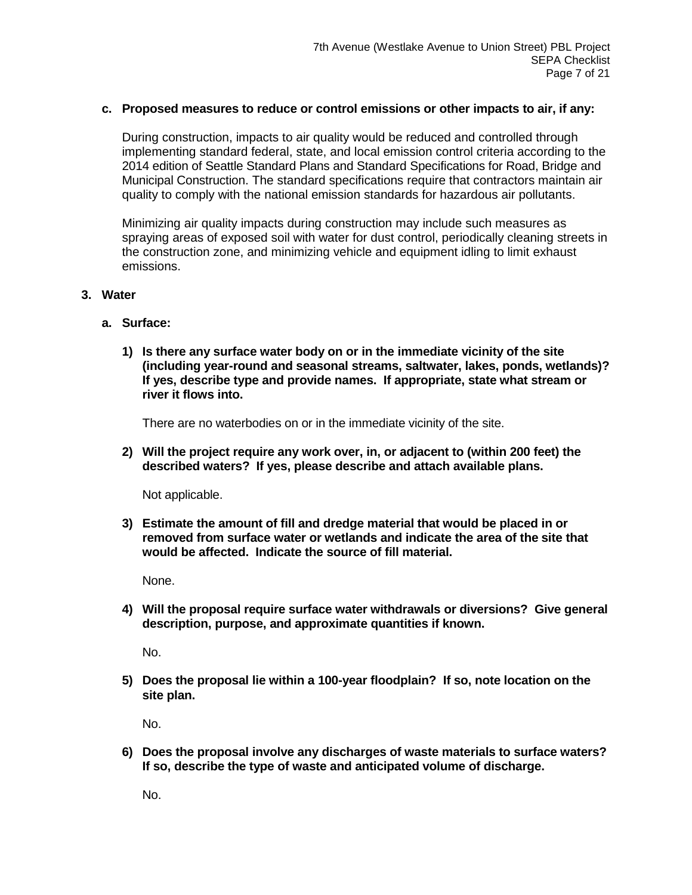**c. Proposed measures to reduce or control emissions or other impacts to air, if any:**

During construction, impacts to air quality would be reduced and controlled through implementing standard federal, state, and local emission control criteria according to the 2014 edition of Seattle Standard Plans and Standard Specifications for Road, Bridge and Municipal Construction. The standard specifications require that contractors maintain air quality to comply with the national emission standards for hazardous air pollutants.

Minimizing air quality impacts during construction may include such measures as spraying areas of exposed soil with water for dust control, periodically cleaning streets in the construction zone, and minimizing vehicle and equipment idling to limit exhaust emissions.

## 3. Water

### a. Surface:

**1) Is there any surface water body on or in the immediate vicinity of the site (including year-round and seasonal streams, saltwater, lakes, ponds, wetlands)? If yes, describe type and provide names. If appropriate, state what stream or river it flows into.**

There are no waterbodies on or in the immediate vicinity of the site.

**2) Will the project require any work over, in, or adjacent to (within 200 feet) the described waters? If yes, please describe and attach available plans.**

Not applicable.

**3) Estimate the amount of fill and dredge material that would be placed in or removed from surface water or wetlands and indicate the area of the site that would be affected. Indicate the source of fill material.**

None.

**4) Will the proposal require surface water withdrawals or diversions? Give general description, purpose, and approximate quantities if known.**

No.

**5) Does the proposal lie within a 100-year floodplain? If so, note location on the site plan.**

No.

**6) Does the proposal involve any discharges of waste materials to surface waters? If so, describe the type of waste and anticipated volume of discharge.**

No.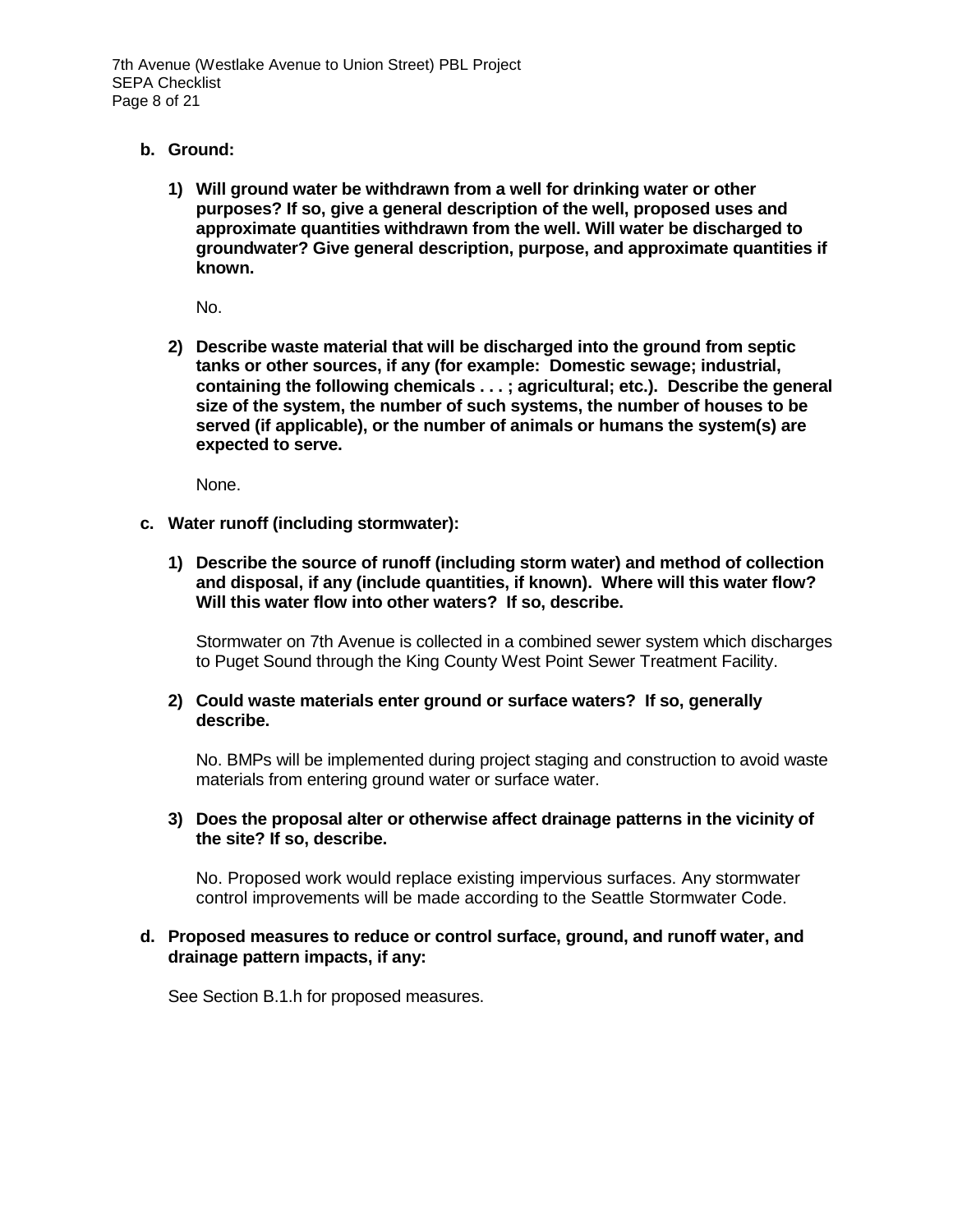**b. Ground:**

**1) Will ground water be withdrawn from a well for drinking water or other purposes? If so, give a general description of the well, proposed uses and approximate quantities withdrawn from the well. Will water be discharged to groundwater? Give general description, purpose, and approximate quantities if known.**

No.

**2) Describe waste material that will be discharged into the ground from septic tanks or other sources, if any (for example: Domestic sewage; industrial, containing the following chemicals . . . ; agricultural; etc.). Describe the general size of the system, the number of such systems, the number of houses to be served (if applicable), or the number of animals or humans the system(s) are expected to serve.**

None.

**c. Water runoff (including stormwater):**

**1) Describe the source of runoff (including storm water) and method of collection and disposal, if any (include quantities, if known). Where will this water flow? Will this water flow into other waters? If so, describe.**

Stormwater on 7th Avenue is collected in a combined sewer system which discharges to Puget Sound through the King County West Point Sewer Treatment Facility.

**2) Could waste materials enter ground or surface waters? If so, generally describe.**

No. BMPs will be implemented during project staging and construction to avoid waste materials from entering ground water or surface water.

**3) Does the proposal alter or otherwise affect drainage patterns in the vicinity of the site? If so, describe.**

No. Proposed work would replace existing impervious surfaces. Any stormwater control improvements will be made according to the Seattle Stormwater Code.

**d. Proposed measures to reduce or control surface, ground, and runoff water, and drainage pattern impacts, if any:**

See Section B.1.h for proposed measures.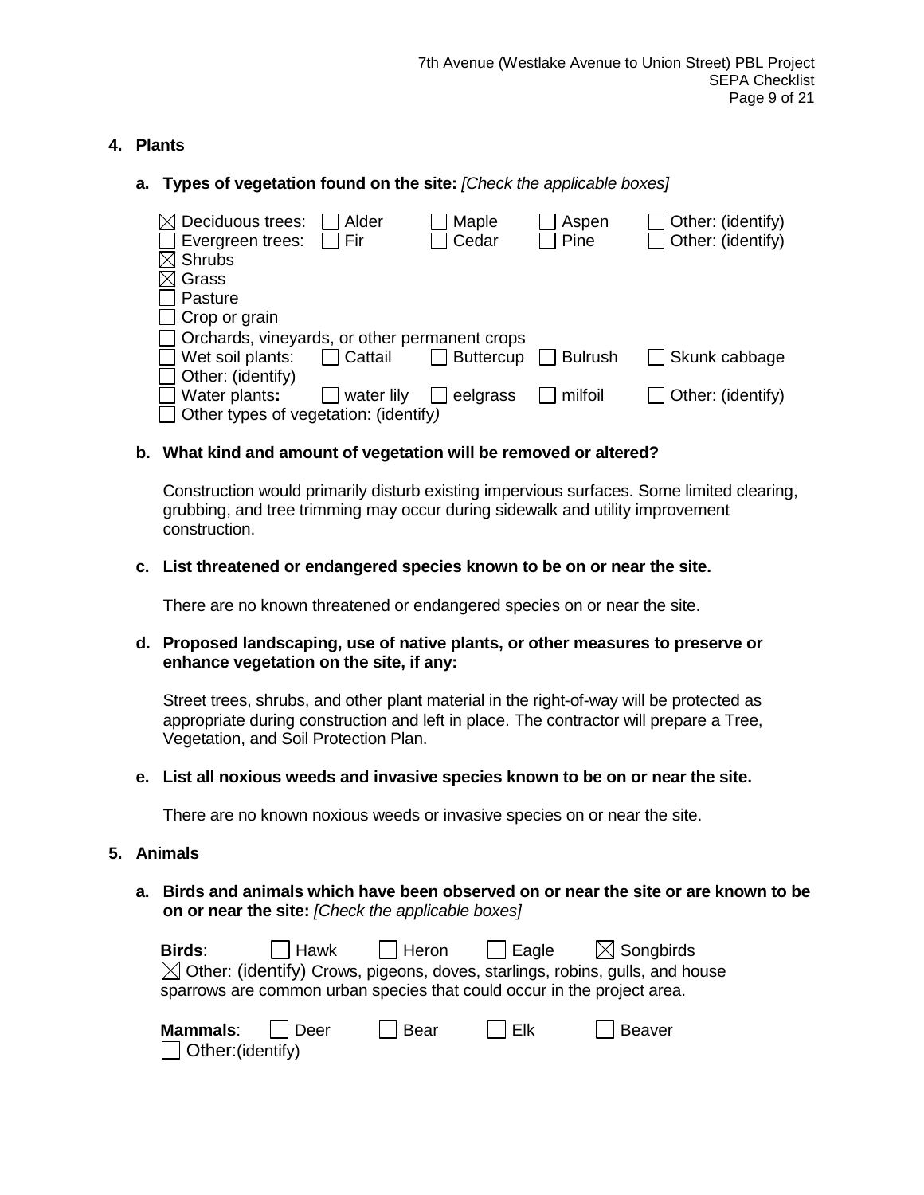## 4. Plants

**a. Types of vegetation found on the site:** *[Check the applicable boxes]*

- ☒ Deciduous trees: ☐ Alder ☐ Maple ☐ Aspen ☐ Other: (identify)
- ☐ Evergreen trees: ☐ Fir ☐ Cedar ☐ Pine ☐ Other: (identify)
- ☒ Shrubs
- ☒ Grass
- ☐ Pasture
- ☐ Crop or grain
- ☐ Orchards, vineyards, or other permanent crops
- ☐ Wet soil plants: ☐ Cattail ☐ Buttercup ☐ Bulrush ☐ Skunk cabbage
- ☐ Other: (identify)
- ☐ Water plants**:** ☐ water lily ☐ eelgrass ☐ milfoil ☐ Other: (identify)
- ☐ Other types of vegetation: (identify*)*

**b. What kind and amount of vegetation will be removed or altered?**

Construction would primarily disturb existing impervious surfaces. Some limited clearing, grubbing, and tree trimming may occur during sidewalk and utility improvement construction.

**c. List threatened or endangered species known to be on or near the site.**

There are no known threatened or endangered species on or near the site.

**d. Proposed landscaping, use of native plants, or other measures to preserve or enhance vegetation on the site, if any:**

Street trees, shrubs, and other plant material in the right-of-way will be protected as appropriate during construction and left in place. The contractor will prepare a Tree, Vegetation, and Soil Protection Plan.

**e. List all noxious weeds and invasive species known to be on or near the site.**

There are no known noxious weeds or invasive species on or near the site.

## 5. Animals

**a. Birds and animals which have been observed on or near the site or are known to be on or near the site:** *[Check the applicable boxes]*

**Birds**: ☐ Hawk ☐ Heron ☐ Eagle ☒ Songbirds
☒ Other: (identify) Crows, pigeons, doves, starlings, robins, gulls, and house sparrows are common urban species that could occur in the project area.

**Mammals**: ☐ Deer ☐ Bear ☐ Elk ☐ Beaver
☐ Other:(identify)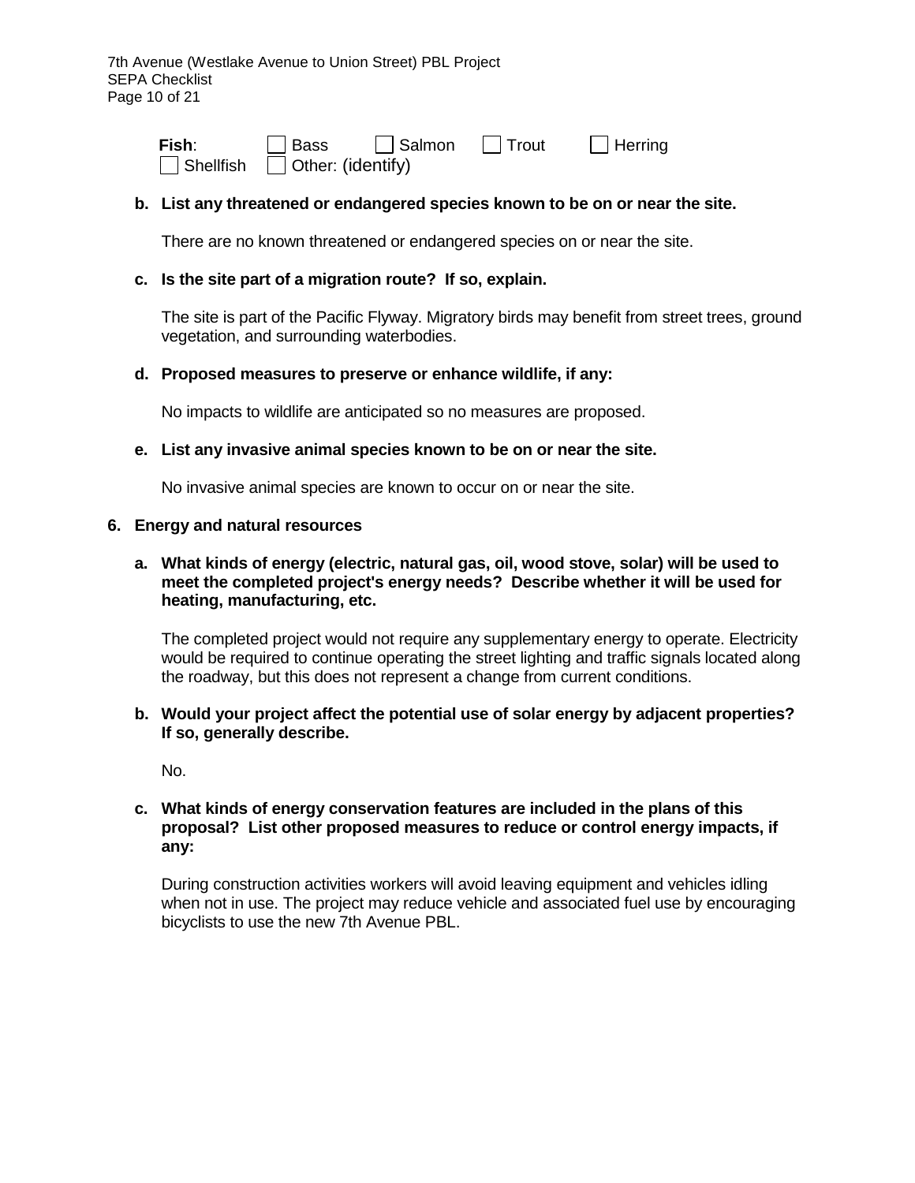**Fish**: ☐ Bass ☐ Salmon ☐ Trout ☐ Herring
☐ Shellfish ☐ Other: (identify)

**b. List any threatened or endangered species known to be on or near the site.**

There are no known threatened or endangered species on or near the site.

**c. Is the site part of a migration route? If so, explain.**

The site is part of the Pacific Flyway. Migratory birds may benefit from street trees, ground vegetation, and surrounding waterbodies.

**d. Proposed measures to preserve or enhance wildlife, if any:**

No impacts to wildlife are anticipated so no measures are proposed.

**e. List any invasive animal species known to be on or near the site.**

No invasive animal species are known to occur on or near the site.

**6. Energy and natural resources**

**a. What kinds of energy (electric, natural gas, oil, wood stove, solar) will be used to meet the completed project's energy needs? Describe whether it will be used for heating, manufacturing, etc.**

The completed project would not require any supplementary energy to operate. Electricity would be required to continue operating the street lighting and traffic signals located along the roadway, but this does not represent a change from current conditions.

**b. Would your project affect the potential use of solar energy by adjacent properties? If so, generally describe.**

No.

**c. What kinds of energy conservation features are included in the plans of this proposal? List other proposed measures to reduce or control energy impacts, if any:**

During construction activities workers will avoid leaving equipment and vehicles idling when not in use. The project may reduce vehicle and associated fuel use by encouraging bicyclists to use the new 7th Avenue PBL.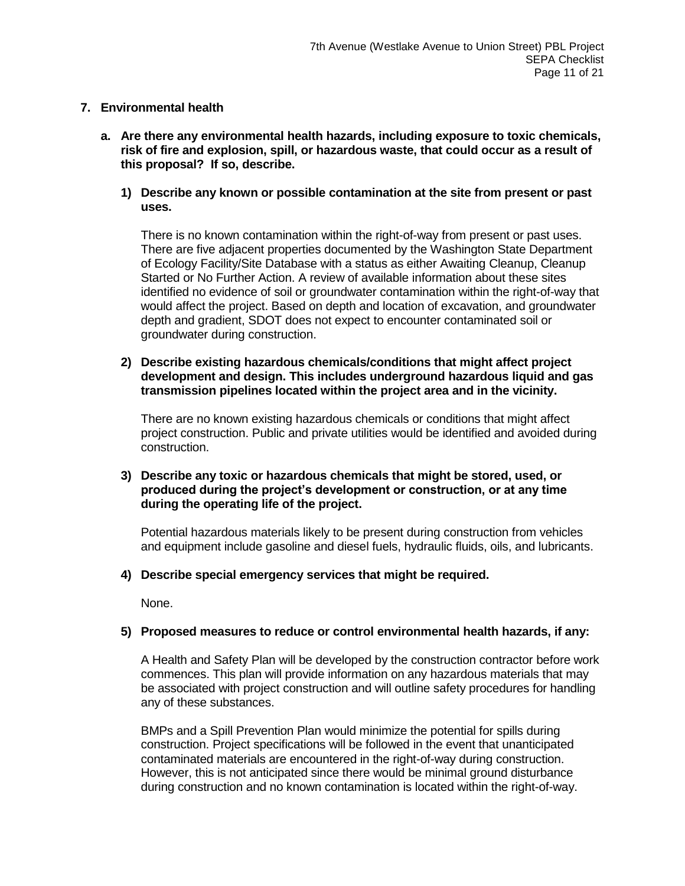## 7. Environmental health

**a. Are there any environmental health hazards, including exposure to toxic chemicals, risk of fire and explosion, spill, or hazardous waste, that could occur as a result of this proposal? If so, describe.**

**1) Describe any known or possible contamination at the site from present or past uses.**

There is no known contamination within the right-of-way from present or past uses. There are five adjacent properties documented by the Washington State Department of Ecology Facility/Site Database with a status as either Awaiting Cleanup, Cleanup Started or No Further Action. A review of available information about these sites identified no evidence of soil or groundwater contamination within the right-of-way that would affect the project. Based on depth and location of excavation, and groundwater depth and gradient, SDOT does not expect to encounter contaminated soil or groundwater during construction.

**2) Describe existing hazardous chemicals/conditions that might affect project development and design. This includes underground hazardous liquid and gas transmission pipelines located within the project area and in the vicinity.**

There are no known existing hazardous chemicals or conditions that might affect project construction. Public and private utilities would be identified and avoided during construction.

**3) Describe any toxic or hazardous chemicals that might be stored, used, or produced during the project's development or construction, or at any time during the operating life of the project.**

Potential hazardous materials likely to be present during construction from vehicles and equipment include gasoline and diesel fuels, hydraulic fluids, oils, and lubricants.

**4) Describe special emergency services that might be required.**

None.

**5) Proposed measures to reduce or control environmental health hazards, if any:**

A Health and Safety Plan will be developed by the construction contractor before work commences. This plan will provide information on any hazardous materials that may be associated with project construction and will outline safety procedures for handling any of these substances.

BMPs and a Spill Prevention Plan would minimize the potential for spills during construction. Project specifications will be followed in the event that unanticipated contaminated materials are encountered in the right-of-way during construction. However, this is not anticipated since there would be minimal ground disturbance during construction and no known contamination is located within the right-of-way.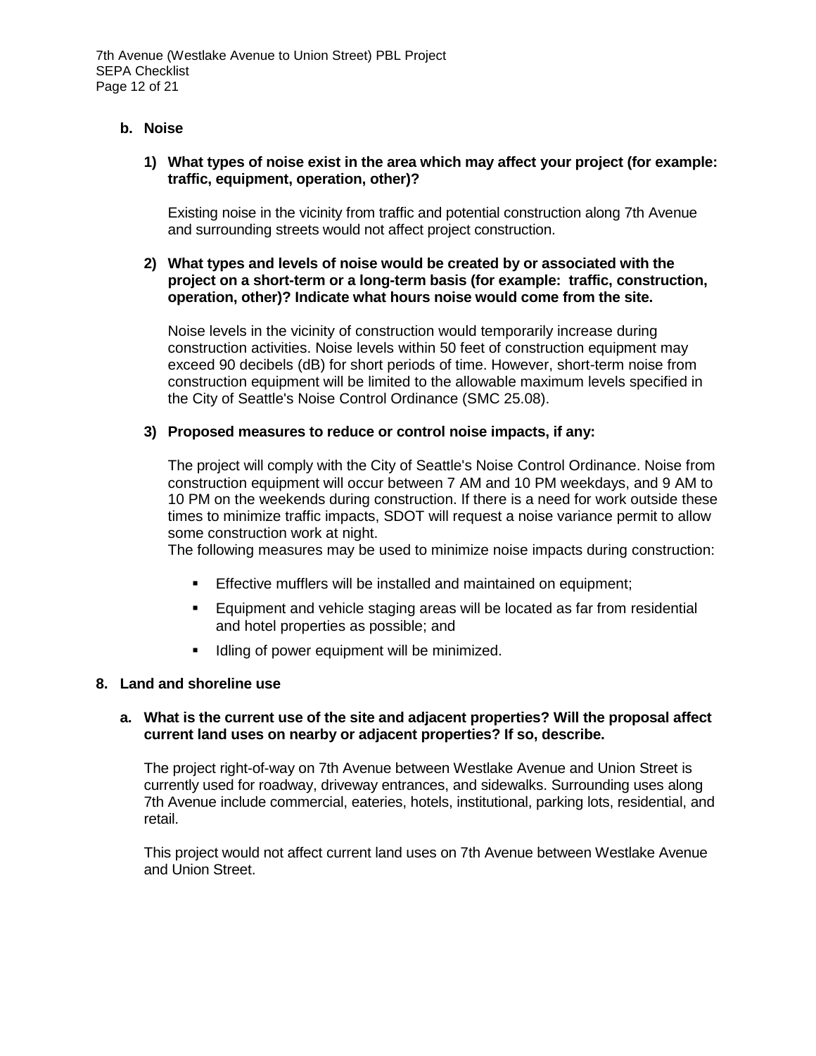### b. Noise

**1) What types of noise exist in the area which may affect your project (for example: traffic, equipment, operation, other)?**

Existing noise in the vicinity from traffic and potential construction along 7th Avenue and surrounding streets would not affect project construction.

**2) What types and levels of noise would be created by or associated with the project on a short-term or a long-term basis (for example: traffic, construction, operation, other)? Indicate what hours noise would come from the site.**

Noise levels in the vicinity of construction would temporarily increase during construction activities. Noise levels within 50 feet of construction equipment may exceed 90 decibels (dB) for short periods of time. However, short-term noise from construction equipment will be limited to the allowable maximum levels specified in the City of Seattle's Noise Control Ordinance (SMC 25.08).

**3) Proposed measures to reduce or control noise impacts, if any:**

The project will comply with the City of Seattle's Noise Control Ordinance. Noise from construction equipment will occur between 7 AM and 10 PM weekdays, and 9 AM to 10 PM on the weekends during construction. If there is a need for work outside these times to minimize traffic impacts, SDOT will request a noise variance permit to allow some construction work at night.

The following measures may be used to minimize noise impacts during construction:

- Effective mufflers will be installed and maintained on equipment;
- Equipment and vehicle staging areas will be located as far from residential and hotel properties as possible; and
- Idling of power equipment will be minimized.

## 8. Land and shoreline use

**a. What is the current use of the site and adjacent properties? Will the proposal affect current land uses on nearby or adjacent properties? If so, describe.**

The project right-of-way on 7th Avenue between Westlake Avenue and Union Street is currently used for roadway, driveway entrances, and sidewalks. Surrounding uses along 7th Avenue include commercial, eateries, hotels, institutional, parking lots, residential, and retail.

This project would not affect current land uses on 7th Avenue between Westlake Avenue and Union Street.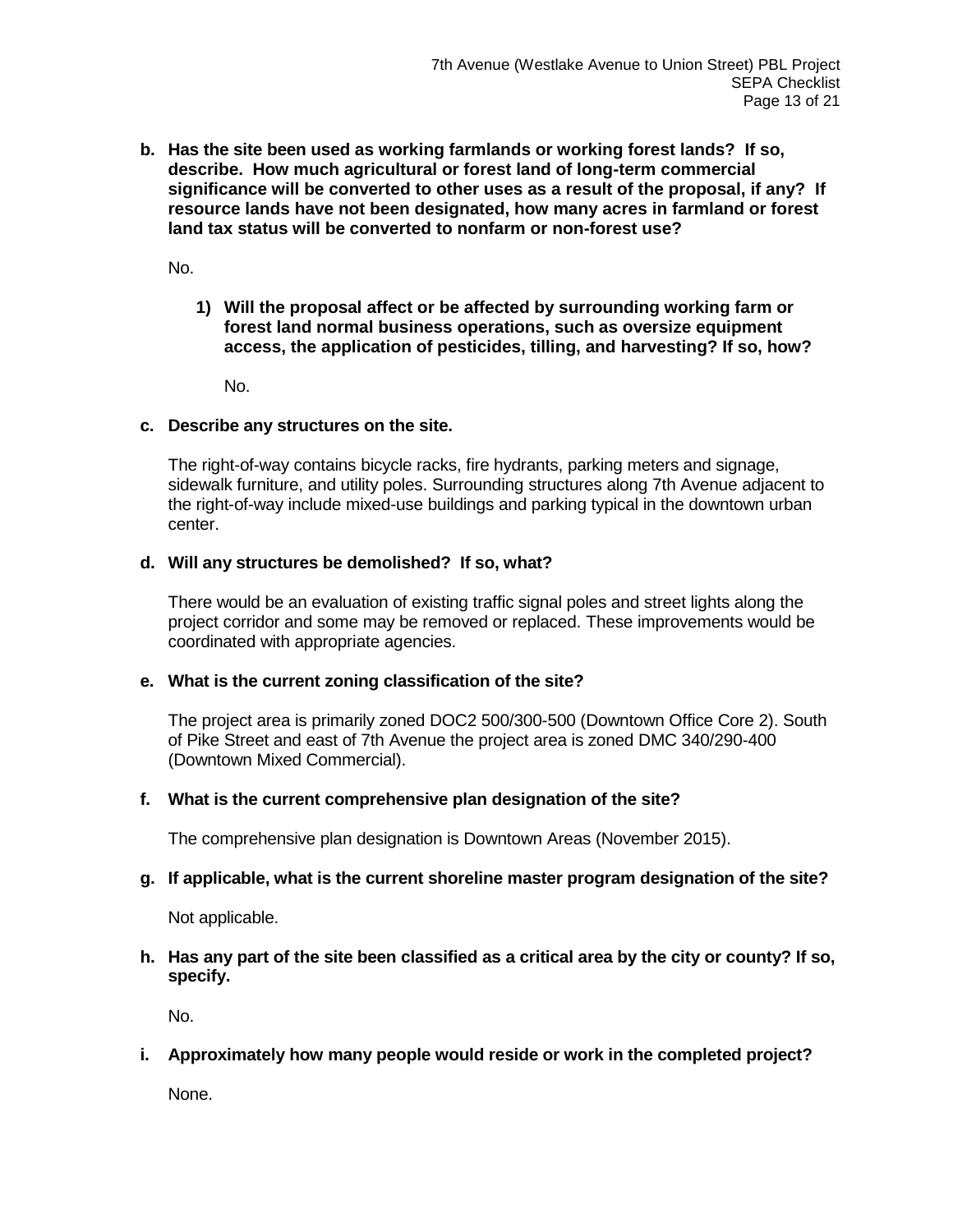**b. Has the site been used as working farmlands or working forest lands? If so, describe. How much agricultural or forest land of long-term commercial significance will be converted to other uses as a result of the proposal, if any? If resource lands have not been designated, how many acres in farmland or forest land tax status will be converted to nonfarm or non-forest use?**

No.

**1) Will the proposal affect or be affected by surrounding working farm or forest land normal business operations, such as oversize equipment access, the application of pesticides, tilling, and harvesting? If so, how?**

No.

**c. Describe any structures on the site.**

The right-of-way contains bicycle racks, fire hydrants, parking meters and signage, sidewalk furniture, and utility poles. Surrounding structures along 7th Avenue adjacent to the right-of-way include mixed-use buildings and parking typical in the downtown urban center.

**d. Will any structures be demolished? If so, what?**

There would be an evaluation of existing traffic signal poles and street lights along the project corridor and some may be removed or replaced. These improvements would be coordinated with appropriate agencies.

**e. What is the current zoning classification of the site?**

The project area is primarily zoned DOC2 500/300-500 (Downtown Office Core 2). South of Pike Street and east of 7th Avenue the project area is zoned DMC 340/290-400 (Downtown Mixed Commercial).

**f. What is the current comprehensive plan designation of the site?**

The comprehensive plan designation is Downtown Areas (November 2015).

**g. If applicable, what is the current shoreline master program designation of the site?**

Not applicable.

**h. Has any part of the site been classified as a critical area by the city or county? If so, specify.**

No.

**i. Approximately how many people would reside or work in the completed project?**

None.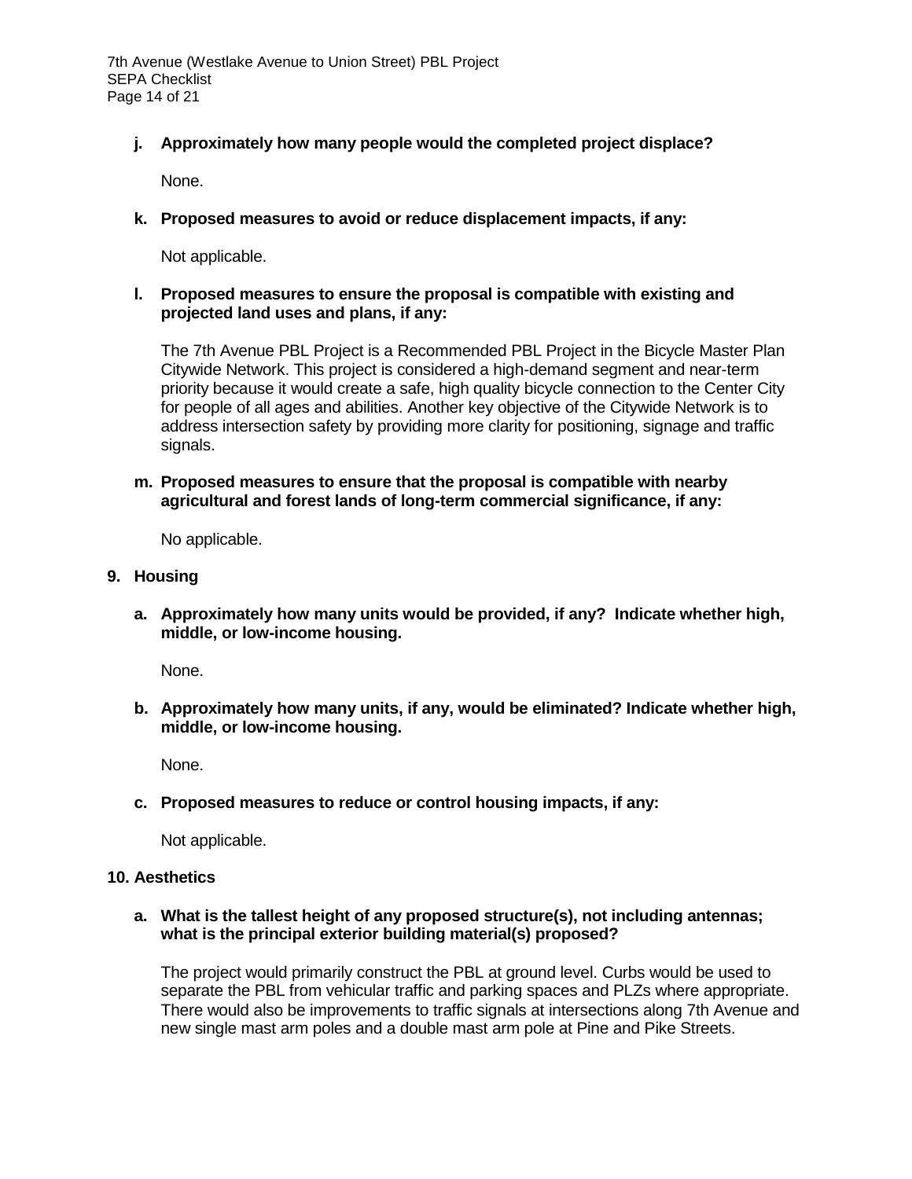**j. Approximately how many people would the completed project displace?**

None.

**k. Proposed measures to avoid or reduce displacement impacts, if any:**

Not applicable.

**l. Proposed measures to ensure the proposal is compatible with existing and projected land uses and plans, if any:**

The 7th Avenue PBL Project is a Recommended PBL Project in the Bicycle Master Plan Citywide Network. This project is considered a high-demand segment and near-term priority because it would create a safe, high quality bicycle connection to the Center City for people of all ages and abilities. Another key objective of the Citywide Network is to address intersection safety by providing more clarity for positioning, signage and traffic signals.

**m. Proposed measures to ensure that the proposal is compatible with nearby agricultural and forest lands of long-term commercial significance, if any:**

No applicable.

## 9. Housing

**a. Approximately how many units would be provided, if any? Indicate whether high, middle, or low-income housing.**

None.

**b. Approximately how many units, if any, would be eliminated? Indicate whether high, middle, or low-income housing.**

None.

**c. Proposed measures to reduce or control housing impacts, if any:**

Not applicable.

## 10. Aesthetics

**a. What is the tallest height of any proposed structure(s), not including antennas; what is the principal exterior building material(s) proposed?**

The project would primarily construct the PBL at ground level. Curbs would be used to separate the PBL from vehicular traffic and parking spaces and PLZs where appropriate. There would also be improvements to traffic signals at intersections along 7th Avenue and new single mast arm poles and a double mast arm pole at Pine and Pike Streets.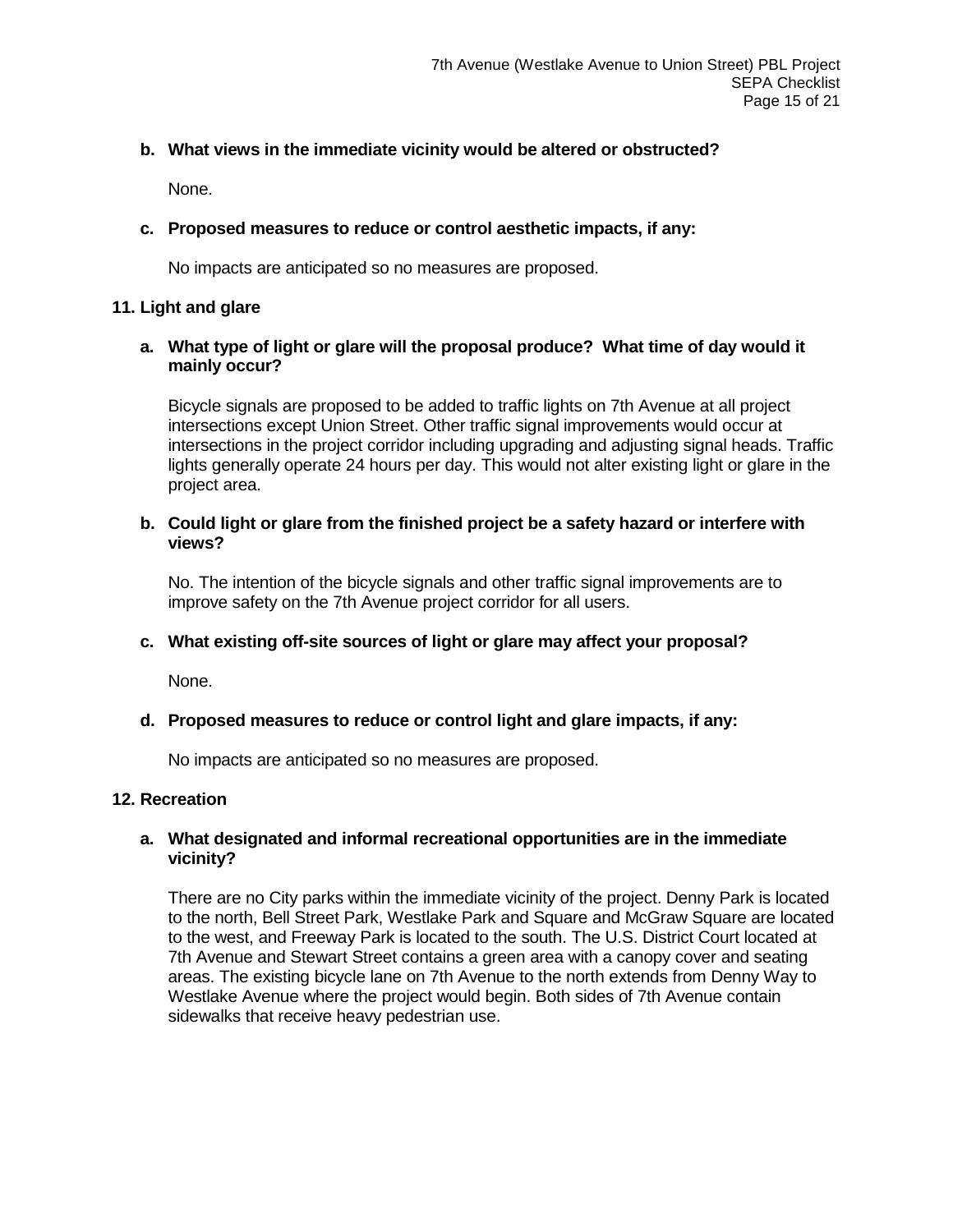**b. What views in the immediate vicinity would be altered or obstructed?**

None.

**c. Proposed measures to reduce or control aesthetic impacts, if any:**

No impacts are anticipated so no measures are proposed.

### 11. Light and glare

**a. What type of light or glare will the proposal produce? What time of day would it mainly occur?**

Bicycle signals are proposed to be added to traffic lights on 7th Avenue at all project intersections except Union Street. Other traffic signal improvements would occur at intersections in the project corridor including upgrading and adjusting signal heads. Traffic lights generally operate 24 hours per day. This would not alter existing light or glare in the project area.

**b. Could light or glare from the finished project be a safety hazard or interfere with views?**

No. The intention of the bicycle signals and other traffic signal improvements are to improve safety on the 7th Avenue project corridor for all users.

**c. What existing off-site sources of light or glare may affect your proposal?**

None.

**d. Proposed measures to reduce or control light and glare impacts, if any:**

No impacts are anticipated so no measures are proposed.

### 12. Recreation

**a. What designated and informal recreational opportunities are in the immediate vicinity?**

There are no City parks within the immediate vicinity of the project. Denny Park is located to the north, Bell Street Park, Westlake Park and Square and McGraw Square are located to the west, and Freeway Park is located to the south. The U.S. District Court located at 7th Avenue and Stewart Street contains a green area with a canopy cover and seating areas. The existing bicycle lane on 7th Avenue to the north extends from Denny Way to Westlake Avenue where the project would begin. Both sides of 7th Avenue contain sidewalks that receive heavy pedestrian use.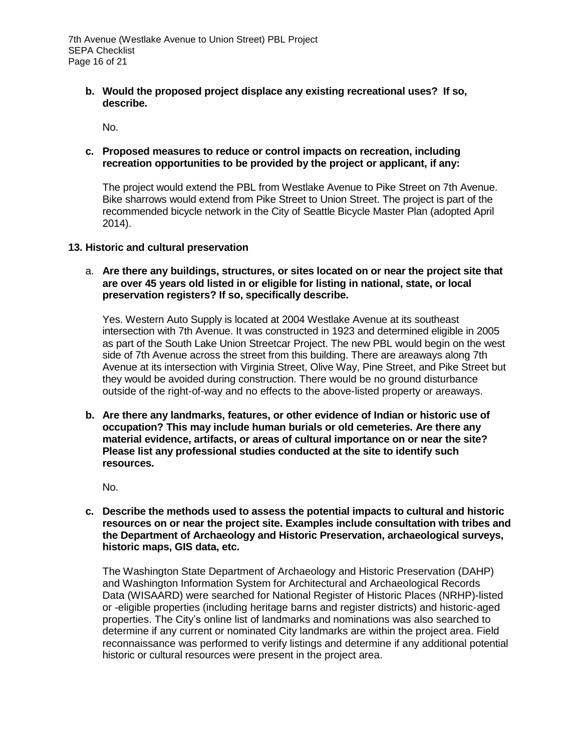**b. Would the proposed project displace any existing recreational uses? If so, describe.**

No.

**c. Proposed measures to reduce or control impacts on recreation, including recreation opportunities to be provided by the project or applicant, if any:**

The project would extend the PBL from Westlake Avenue to Pike Street on 7th Avenue. Bike sharrows would extend from Pike Street to Union Street. The project is part of the recommended bicycle network in the City of Seattle Bicycle Master Plan (adopted April 2014).

## 13. Historic and cultural preservation

a. **Are there any buildings, structures, or sites located on or near the project site that are over 45 years old listed in or eligible for listing in national, state, or local preservation registers? If so, specifically describe.**

Yes. Western Auto Supply is located at 2004 Westlake Avenue at its southeast intersection with 7th Avenue. It was constructed in 1923 and determined eligible in 2005 as part of the South Lake Union Streetcar Project. The new PBL would begin on the west side of 7th Avenue across the street from this building. There are areaways along 7th Avenue at its intersection with Virginia Street, Olive Way, Pine Street, and Pike Street but they would be avoided during construction. There would be no ground disturbance outside of the right-of-way and no effects to the above-listed property or areaways.

**b. Are there any landmarks, features, or other evidence of Indian or historic use of occupation? This may include human burials or old cemeteries. Are there any material evidence, artifacts, or areas of cultural importance on or near the site? Please list any professional studies conducted at the site to identify such resources.**

No.

**c. Describe the methods used to assess the potential impacts to cultural and historic resources on or near the project site. Examples include consultation with tribes and the Department of Archaeology and Historic Preservation, archaeological surveys, historic maps, GIS data, etc.**

The Washington State Department of Archaeology and Historic Preservation (DAHP) and Washington Information System for Architectural and Archaeological Records Data (WISAARD) were searched for National Register of Historic Places (NRHP)-listed or -eligible properties (including heritage barns and register districts) and historic-aged properties. The City's online list of landmarks and nominations was also searched to determine if any current or nominated City landmarks are within the project area. Field reconnaissance was performed to verify listings and determine if any additional potential historic or cultural resources were present in the project area.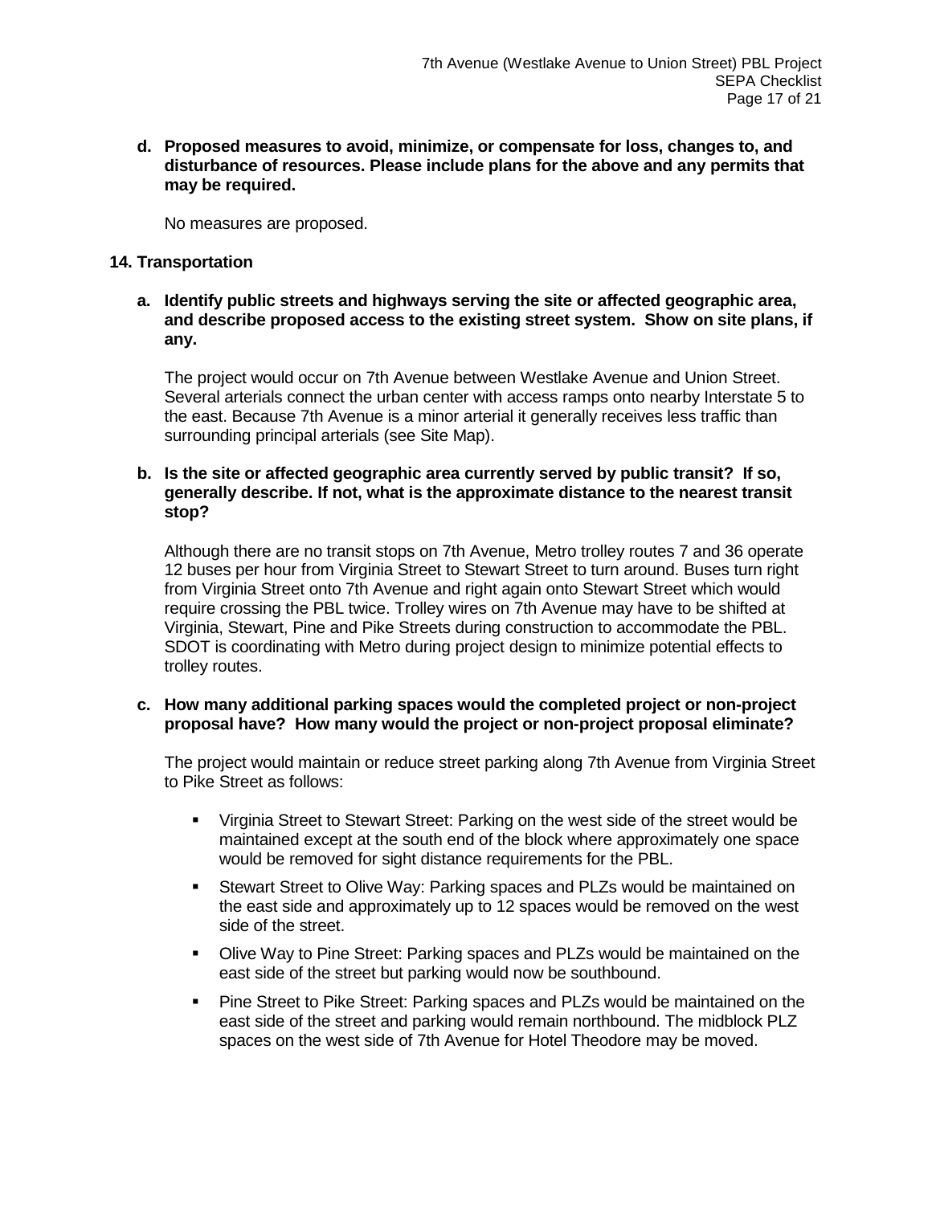**d. Proposed measures to avoid, minimize, or compensate for loss, changes to, and disturbance of resources. Please include plans for the above and any permits that may be required.**

No measures are proposed.

## 14. Transportation

**a. Identify public streets and highways serving the site or affected geographic area, and describe proposed access to the existing street system. Show on site plans, if any.**

The project would occur on 7th Avenue between Westlake Avenue and Union Street. Several arterials connect the urban center with access ramps onto nearby Interstate 5 to the east. Because 7th Avenue is a minor arterial it generally receives less traffic than surrounding principal arterials (see Site Map).

**b. Is the site or affected geographic area currently served by public transit? If so, generally describe. If not, what is the approximate distance to the nearest transit stop?**

Although there are no transit stops on 7th Avenue, Metro trolley routes 7 and 36 operate 12 buses per hour from Virginia Street to Stewart Street to turn around. Buses turn right from Virginia Street onto 7th Avenue and right again onto Stewart Street which would require crossing the PBL twice. Trolley wires on 7th Avenue may have to be shifted at Virginia, Stewart, Pine and Pike Streets during construction to accommodate the PBL. SDOT is coordinating with Metro during project design to minimize potential effects to trolley routes.

**c. How many additional parking spaces would the completed project or non-project proposal have? How many would the project or non-project proposal eliminate?**

The project would maintain or reduce street parking along 7th Avenue from Virginia Street to Pike Street as follows:

- Virginia Street to Stewart Street: Parking on the west side of the street would be maintained except at the south end of the block where approximately one space would be removed for sight distance requirements for the PBL.
- Stewart Street to Olive Way: Parking spaces and PLZs would be maintained on the east side and approximately up to 12 spaces would be removed on the west side of the street.
- Olive Way to Pine Street: Parking spaces and PLZs would be maintained on the east side of the street but parking would now be southbound.
- Pine Street to Pike Street: Parking spaces and PLZs would be maintained on the east side of the street and parking would remain northbound. The midblock PLZ spaces on the west side of 7th Avenue for Hotel Theodore may be moved.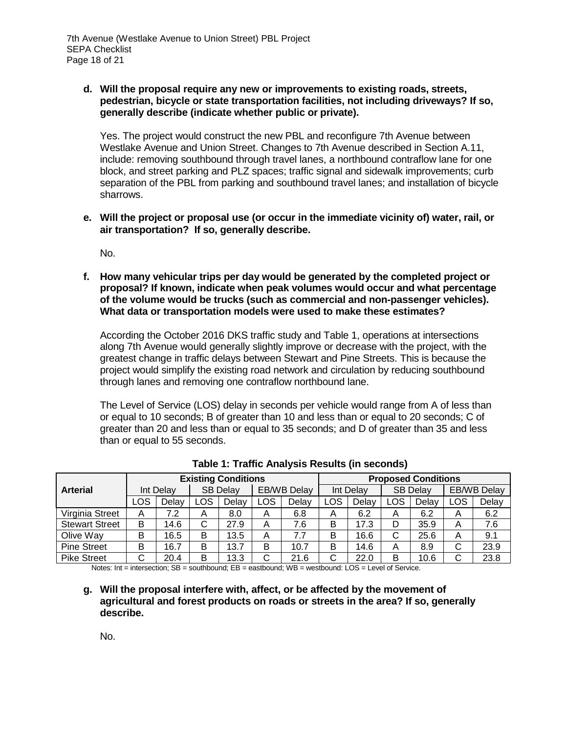**d. Will the proposal require any new or improvements to existing roads, streets, pedestrian, bicycle or state transportation facilities, not including driveways? If so, generally describe (indicate whether public or private).**

Yes. The project would construct the new PBL and reconfigure 7th Avenue between Westlake Avenue and Union Street. Changes to 7th Avenue described in Section A.11, include: removing southbound through travel lanes, a northbound contraflow lane for one block, and street parking and PLZ spaces; traffic signal and sidewalk improvements; curb separation of the PBL from parking and southbound travel lanes; and installation of bicycle sharrows.

**e. Will the project or proposal use (or occur in the immediate vicinity of) water, rail, or air transportation? If so, generally describe.**

No.

**f. How many vehicular trips per day would be generated by the completed project or proposal? If known, indicate when peak volumes would occur and what percentage of the volume would be trucks (such as commercial and non-passenger vehicles). What data or transportation models were used to make these estimates?**

According the October 2016 DKS traffic study and Table 1, operations at intersections along 7th Avenue would generally slightly improve or decrease with the project, with the greatest change in traffic delays between Stewart and Pine Streets. This is because the project would simplify the existing road network and circulation by reducing southbound through lanes and removing one contraflow northbound lane.

The Level of Service (LOS) delay in seconds per vehicle would range from A of less than or equal to 10 seconds; B of greater than 10 and less than or equal to 20 seconds; C of greater than 20 and less than or equal to 35 seconds; and D of greater than 35 and less than or equal to 55 seconds.

**Table 1: Traffic Analysis Results (in seconds)**

| Arterial | Existing Conditions | | | | | | Proposed Conditions | | | | | |
|---|---|---|---|---|---|---|---|---|---|---|---|---|
| | Int Delay | | SB Delay | | EB/WB Delay | | Int Delay | | SB Delay | | EB/WB Delay | |
| | LOS | Delay | LOS | Delay | LOS | Delay | LOS | Delay | LOS | Delay | LOS | Delay |
| Virginia Street | A | 7.2 | A | 8.0 | A | 6.8 | A | 6.2 | A | 6.2 | A | 6.2 |
| Stewart Street | B | 14.6 | C | 27.9 | A | 7.6 | B | 17.3 | D | 35.9 | A | 7.6 |
| Olive Way | B | 16.5 | B | 13.5 | A | 7.7 | B | 16.6 | C | 25.6 | A | 9.1 |
| Pine Street | B | 16.7 | B | 13.7 | B | 10.7 | B | 14.6 | A | 8.9 | C | 23.9 |
| Pike Street | C | 20.4 | B | 13.3 | C | 21.6 | C | 22.0 | B | 10.6 | C | 23.8 |

Notes: Int = intersection; SB = southbound; EB = eastbound; WB = westbound: LOS = Level of Service.

**g. Will the proposal interfere with, affect, or be affected by the movement of agricultural and forest products on roads or streets in the area? If so, generally describe.**

No.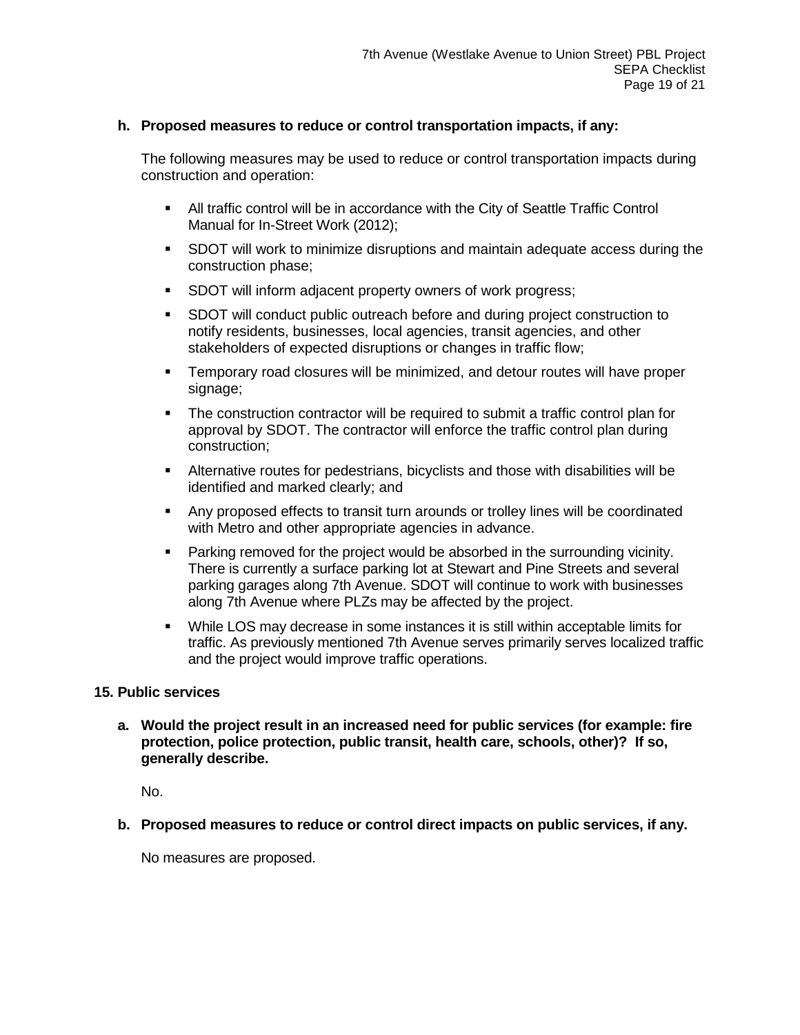**h. Proposed measures to reduce or control transportation impacts, if any:**

The following measures may be used to reduce or control transportation impacts during construction and operation:

- All traffic control will be in accordance with the City of Seattle Traffic Control Manual for In-Street Work (2012);
- SDOT will work to minimize disruptions and maintain adequate access during the construction phase;
- SDOT will inform adjacent property owners of work progress;
- SDOT will conduct public outreach before and during project construction to notify residents, businesses, local agencies, transit agencies, and other stakeholders of expected disruptions or changes in traffic flow;
- Temporary road closures will be minimized, and detour routes will have proper signage;
- The construction contractor will be required to submit a traffic control plan for approval by SDOT. The contractor will enforce the traffic control plan during construction;
- Alternative routes for pedestrians, bicyclists and those with disabilities will be identified and marked clearly; and
- Any proposed effects to transit turn arounds or trolley lines will be coordinated with Metro and other appropriate agencies in advance.
- Parking removed for the project would be absorbed in the surrounding vicinity. There is currently a surface parking lot at Stewart and Pine Streets and several parking garages along 7th Avenue. SDOT will continue to work with businesses along 7th Avenue where PLZs may be affected by the project.
- While LOS may decrease in some instances it is still within acceptable limits for traffic. As previously mentioned 7th Avenue serves primarily serves localized traffic and the project would improve traffic operations.

## 15. Public services

**a. Would the project result in an increased need for public services (for example: fire protection, police protection, public transit, health care, schools, other)? If so, generally describe.**

No.

**b. Proposed measures to reduce or control direct impacts on public services, if any.**

No measures are proposed.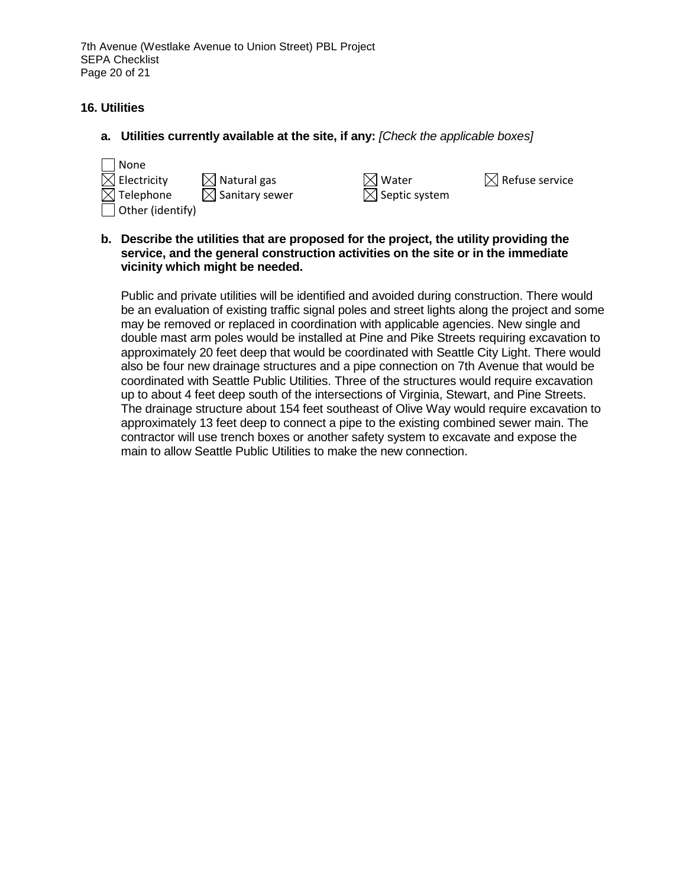## 16. Utilities

**a. Utilities currently available at the site, if any:** *[Check the applicable boxes]*

☐ None
☒ Electricity ☒ Natural gas ☒ Water ☒ Refuse service
☒ Telephone ☒ Sanitary sewer ☒ Septic system
☐ Other (identify)

**b. Describe the utilities that are proposed for the project, the utility providing the service, and the general construction activities on the site or in the immediate vicinity which might be needed.**

Public and private utilities will be identified and avoided during construction. There would be an evaluation of existing traffic signal poles and street lights along the project and some may be removed or replaced in coordination with applicable agencies. New single and double mast arm poles would be installed at Pine and Pike Streets requiring excavation to approximately 20 feet deep that would be coordinated with Seattle City Light. There would also be four new drainage structures and a pipe connection on 7th Avenue that would be coordinated with Seattle Public Utilities. Three of the structures would require excavation up to about 4 feet deep south of the intersections of Virginia, Stewart, and Pine Streets. The drainage structure about 154 feet southeast of Olive Way would require excavation to approximately 13 feet deep to connect a pipe to the existing combined sewer main. The contractor will use trench boxes or another safety system to excavate and expose the main to allow Seattle Public Utilities to make the new connection.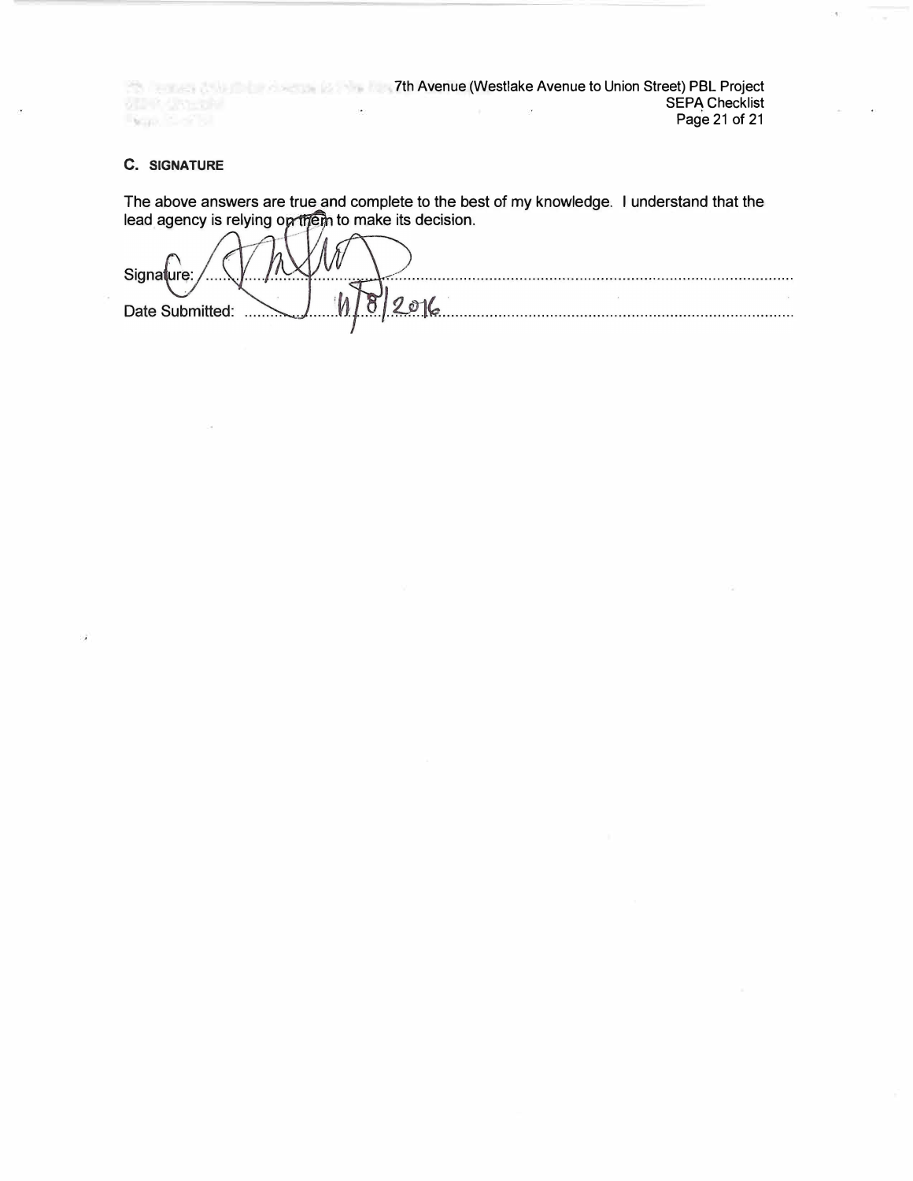### C. SIGNATURE

The above answers are true and complete to the best of my knowledge. I understand that the lead agency is relying on them to make its decision.

Signature: ..........................................................................................................

Date Submitted: 11/8/2016 ..........................................................................................................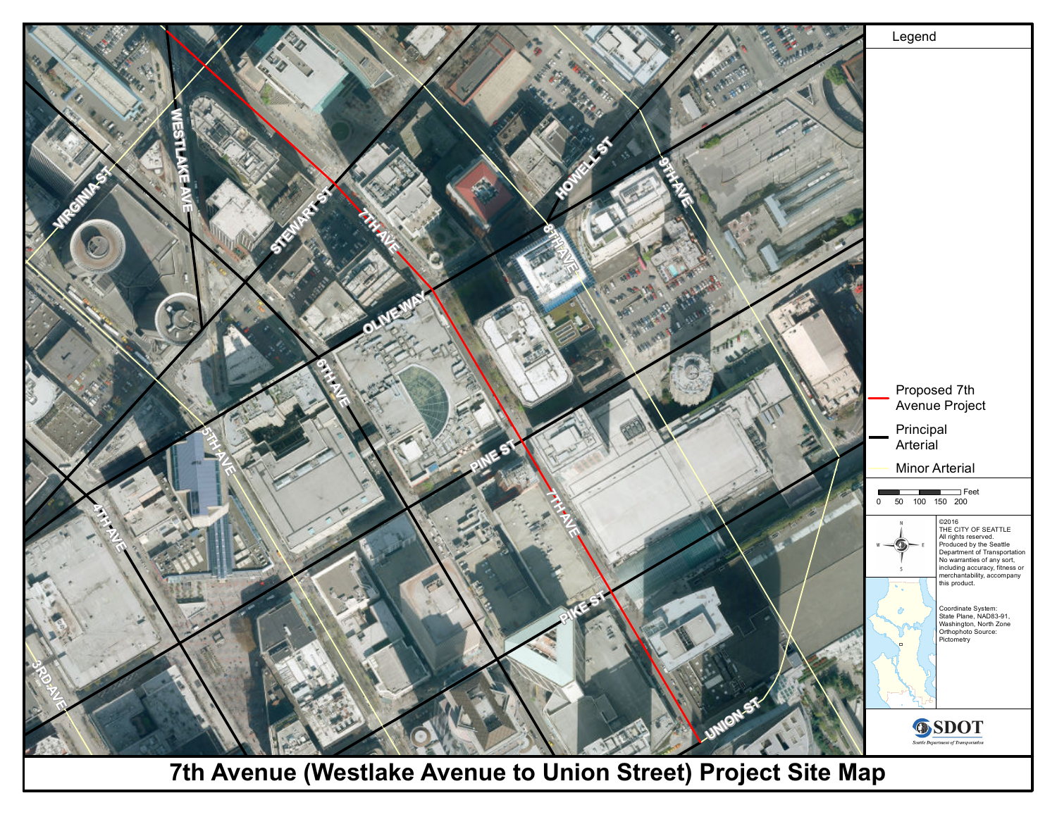# 7th Avenue (Westlake Avenue to Union Street) Project Site Map

Legend

Proposed 7th Avenue Project

Principal Arterial

Minor Arterial

Feet

0 50 100 150 200

©2016
THE CITY OF SEATTLE
All rights reserved.
Produced by the Seattle Department of Transportation
No warranties of any sort, including accuracy, fitness or merchantability, accompany this product.

Coordinate System:
State Plane, NAD83-91,
Washington, North Zone
Orthophoto Source:
Pictometry

SDOT
Seattle Department of Transportation

VIRGINIA ST
WESTLAKE AVE
STEWART ST
7TH AVE
HOWELL ST
9TH AVE
8TH AVE
OLIVE WAY
6TH AVE
5TH AVE
PINE ST
4TH AVE
7TH AVE
PIKE ST
3RD AVE
UNION ST